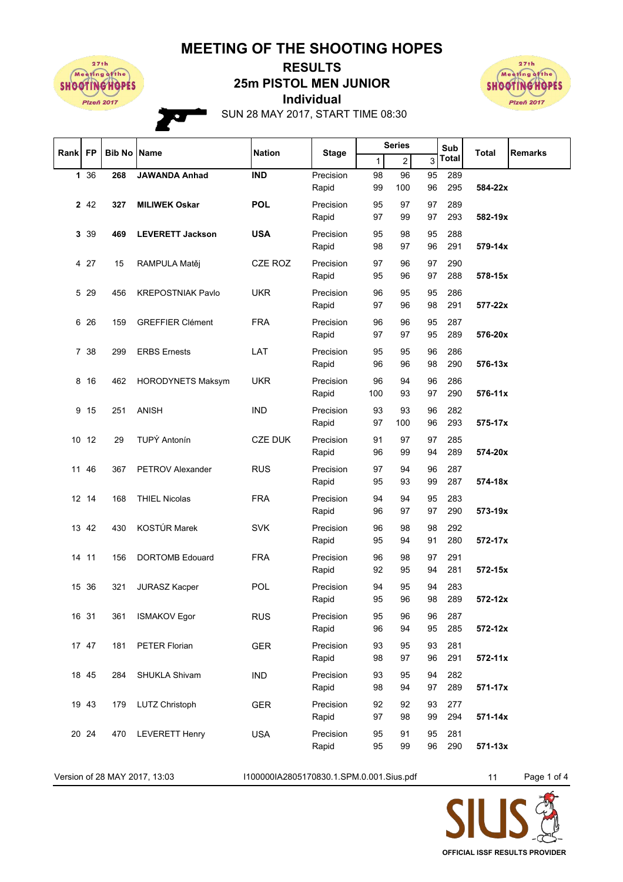# MEETING OF THE SHOOTING HOPES

## RESULTS

## 25m PISTOL MEN JUNIOR

## Individual

SUN 28 MAY 2017, START TIME 08:30

| Rank | FP | Bib No | Name | Nation | Stage | Series 1 | Series 2 | Series 3 | Sub Total | Total | Remarks |
|---|---|---|---|---|---|---|---|---|---|---|---|
| **1** | 36 | **268** | **JAWANDA Anhad** | **IND** | Precision | 98 | 96 | 95 | 289 | | |
| | | | | | Rapid | 99 | 100 | 96 | 295 | **584-22x** | |
| **2** | 42 | **327** | **MILIWEK Oskar** | **POL** | Precision | 95 | 97 | 97 | 289 | | |
| | | | | | Rapid | 97 | 99 | 97 | 293 | **582-19x** | |
| **3** | 39 | **469** | **LEVERETT Jackson** | **USA** | Precision | 95 | 98 | 95 | 288 | | |
| | | | | | Rapid | 98 | 97 | 96 | 291 | **579-14x** | |
| 4 | 27 | 15 | RAMPULA Matěj | CZE ROZ | Precision | 97 | 96 | 97 | 290 | | |
| | | | | | Rapid | 95 | 96 | 97 | 288 | **578-15x** | |
| 5 | 29 | 456 | KREPOSTNIAK Pavlo | UKR | Precision | 96 | 95 | 95 | 286 | | |
| | | | | | Rapid | 97 | 96 | 98 | 291 | **577-22x** | |
| 6 | 26 | 159 | GREFFIER Clément | FRA | Precision | 96 | 96 | 95 | 287 | | |
| | | | | | Rapid | 97 | 97 | 95 | 289 | **576-20x** | |
| 7 | 38 | 299 | ERBS Ernests | LAT | Precision | 95 | 95 | 96 | 286 | | |
| | | | | | Rapid | 96 | 96 | 98 | 290 | **576-13x** | |
| 8 | 16 | 462 | HORODYNETS Maksym | UKR | Precision | 96 | 94 | 96 | 286 | | |
| | | | | | Rapid | 100 | 93 | 97 | 290 | **576-11x** | |
| 9 | 15 | 251 | ANISH | IND | Precision | 93 | 93 | 96 | 282 | | |
| | | | | | Rapid | 97 | 100 | 96 | 293 | **575-17x** | |
| 10 | 12 | 29 | TUPÝ Antonín | CZE DUK | Precision | 91 | 97 | 97 | 285 | | |
| | | | | | Rapid | 96 | 99 | 94 | 289 | **574-20x** | |
| 11 | 46 | 367 | PETROV Alexander | RUS | Precision | 97 | 94 | 96 | 287 | | |
| | | | | | Rapid | 95 | 93 | 99 | 287 | **574-18x** | |
| 12 | 14 | 168 | THIEL Nicolas | FRA | Precision | 94 | 94 | 95 | 283 | | |
| | | | | | Rapid | 96 | 97 | 97 | 290 | **573-19x** | |
| 13 | 42 | 430 | KOSTÚR Marek | SVK | Precision | 96 | 98 | 98 | 292 | | |
| | | | | | Rapid | 95 | 94 | 91 | 280 | **572-17x** | |
| 14 | 11 | 156 | DORTOMB Edouard | FRA | Precision | 96 | 98 | 97 | 291 | | |
| | | | | | Rapid | 92 | 95 | 94 | 281 | **572-15x** | |
| 15 | 36 | 321 | JURASZ Kacper | POL | Precision | 94 | 95 | 94 | 283 | | |
| | | | | | Rapid | 95 | 96 | 98 | 289 | **572-12x** | |
| 16 | 31 | 361 | ISMAKOV Egor | RUS | Precision | 95 | 96 | 96 | 287 | | |
| | | | | | Rapid | 96 | 94 | 95 | 285 | **572-12x** | |
| 17 | 47 | 181 | PETER Florian | GER | Precision | 93 | 95 | 93 | 281 | | |
| | | | | | Rapid | 98 | 97 | 96 | 291 | **572-11x** | |
| 18 | 45 | 284 | SHUKLA Shivam | IND | Precision | 93 | 95 | 94 | 282 | | |
| | | | | | Rapid | 98 | 94 | 97 | 289 | **571-17x** | |
| 19 | 43 | 179 | LUTZ Christoph | GER | Precision | 92 | 92 | 93 | 277 | | |
| | | | | | Rapid | 97 | 98 | 99 | 294 | **571-14x** | |
| 20 | 24 | 470 | LEVERETT Henry | USA | Precision | 95 | 91 | 95 | 281 | | |
| | | | | | Rapid | 95 | 99 | 96 | 290 | **571-13x** | |

Version of 28 MAY 2017, 13:03 — I100000IA2805170830.1.SPM.0.001.Sius.pdf — 11

OFFICIAL ISSF RESULTS PROVIDER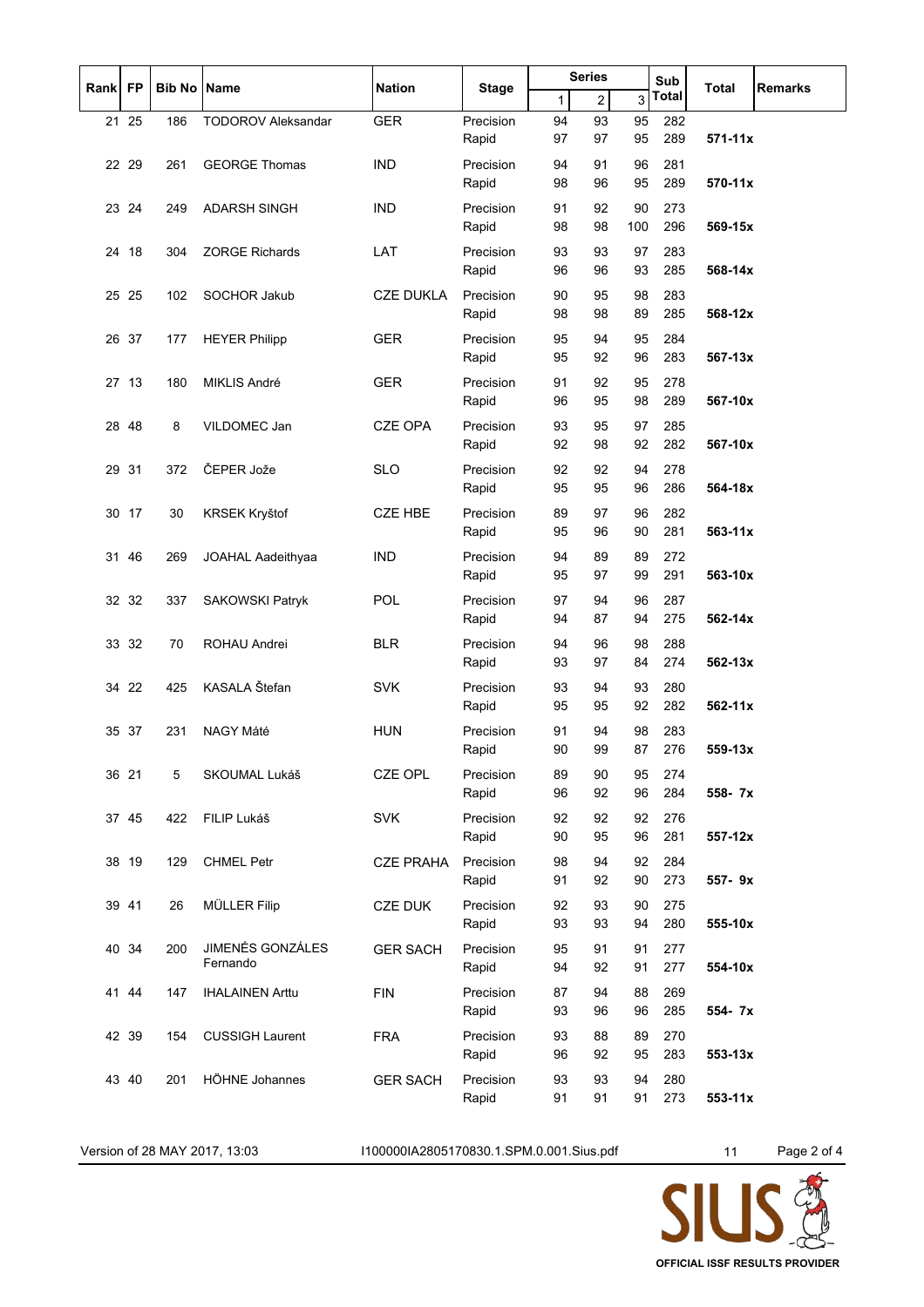| Rank | FP | Bib No | Name | Nation | Stage | Series | | | Sub Total | Total | Remarks |
|---|---|---|---|---|---|---|---|---|---|---|---|
| | | | | | | 1 | 2 | 3 | | | |
| 21 | 25 | 186 | TODOROV Aleksandar | GER | Precision | 94 | 93 | 95 | 282 | | |
| | | | | | Rapid | 97 | 97 | 95 | 289 | **571-11x** | |
| 22 | 29 | 261 | GEORGE Thomas | IND | Precision | 94 | 91 | 96 | 281 | | |
| | | | | | Rapid | 98 | 96 | 95 | 289 | **570-11x** | |
| 23 | 24 | 249 | ADARSH SINGH | IND | Precision | 91 | 92 | 90 | 273 | | |
| | | | | | Rapid | 98 | 98 | 100 | 296 | **569-15x** | |
| 24 | 18 | 304 | ZORGE Richards | LAT | Precision | 93 | 93 | 97 | 283 | | |
| | | | | | Rapid | 96 | 96 | 93 | 285 | **568-14x** | |
| 25 | 25 | 102 | SOCHOR Jakub | CZE DUKLA | Precision | 90 | 95 | 98 | 283 | | |
| | | | | | Rapid | 98 | 98 | 89 | 285 | **568-12x** | |
| 26 | 37 | 177 | HEYER Philipp | GER | Precision | 95 | 94 | 95 | 284 | | |
| | | | | | Rapid | 95 | 92 | 96 | 283 | **567-13x** | |
| 27 | 13 | 180 | MIKLIS André | GER | Precision | 91 | 92 | 95 | 278 | | |
| | | | | | Rapid | 96 | 95 | 98 | 289 | **567-10x** | |
| 28 | 48 | 8 | VILDOMEC Jan | CZE OPA | Precision | 93 | 95 | 97 | 285 | | |
| | | | | | Rapid | 92 | 98 | 92 | 282 | **567-10x** | |
| 29 | 31 | 372 | ČEPER Jože | SLO | Precision | 92 | 92 | 94 | 278 | | |
| | | | | | Rapid | 95 | 95 | 96 | 286 | **564-18x** | |
| 30 | 17 | 30 | KRSEK Kryštof | CZE HBE | Precision | 89 | 97 | 96 | 282 | | |
| | | | | | Rapid | 95 | 96 | 90 | 281 | **563-11x** | |
| 31 | 46 | 269 | JOAHAL Aadeithyaa | IND | Precision | 94 | 89 | 89 | 272 | | |
| | | | | | Rapid | 95 | 97 | 99 | 291 | **563-10x** | |
| 32 | 32 | 337 | SAKOWSKI Patryk | POL | Precision | 97 | 94 | 96 | 287 | | |
| | | | | | Rapid | 94 | 87 | 94 | 275 | **562-14x** | |
| 33 | 32 | 70 | ROHAU Andrei | BLR | Precision | 94 | 96 | 98 | 288 | | |
| | | | | | Rapid | 93 | 97 | 84 | 274 | **562-13x** | |
| 34 | 22 | 425 | KASALA Štefan | SVK | Precision | 93 | 94 | 93 | 280 | | |
| | | | | | Rapid | 95 | 95 | 92 | 282 | **562-11x** | |
| 35 | 37 | 231 | NAGY Máté | HUN | Precision | 91 | 94 | 98 | 283 | | |
| | | | | | Rapid | 90 | 99 | 87 | 276 | **559-13x** | |
| 36 | 21 | 5 | SKOUMAL Lukáš | CZE OPL | Precision | 89 | 90 | 95 | 274 | | |
| | | | | | Rapid | 96 | 92 | 96 | 284 | **558- 7x** | |
| 37 | 45 | 422 | FILIP Lukáš | SVK | Precision | 92 | 92 | 92 | 276 | | |
| | | | | | Rapid | 90 | 95 | 96 | 281 | **557-12x** | |
| 38 | 19 | 129 | CHMEL Petr | CZE PRAHA | Precision | 98 | 94 | 92 | 284 | | |
| | | | | | Rapid | 91 | 92 | 90 | 273 | **557- 9x** | |
| 39 | 41 | 26 | MÜLLER Filip | CZE DUK | Precision | 92 | 93 | 90 | 275 | | |
| | | | | | Rapid | 93 | 93 | 94 | 280 | **555-10x** | |
| 40 | 34 | 200 | JIMENÉS GONZÁLES Fernando | GER SACH | Precision | 95 | 91 | 91 | 277 | | |
| | | | | | Rapid | 94 | 92 | 91 | 277 | **554-10x** | |
| 41 | 44 | 147 | IHALAINEN Arttu | FIN | Precision | 87 | 94 | 88 | 269 | | |
| | | | | | Rapid | 93 | 96 | 96 | 285 | **554- 7x** | |
| 42 | 39 | 154 | CUSSIGH Laurent | FRA | Precision | 93 | 88 | 89 | 270 | | |
| | | | | | Rapid | 96 | 92 | 95 | 283 | **553-13x** | |
| 43 | 40 | 201 | HÖHNE Johannes | GER SACH | Precision | 93 | 93 | 94 | 280 | | |
| | | | | | Rapid | 91 | 91 | 91 | 273 | **553-11x** | |

Version of 28 MAY 2017, 13:03    I100000IA2805170830.1.SPM.0.001.Sius.pdf    11

SIUS OFFICIAL ISSF RESULTS PROVIDER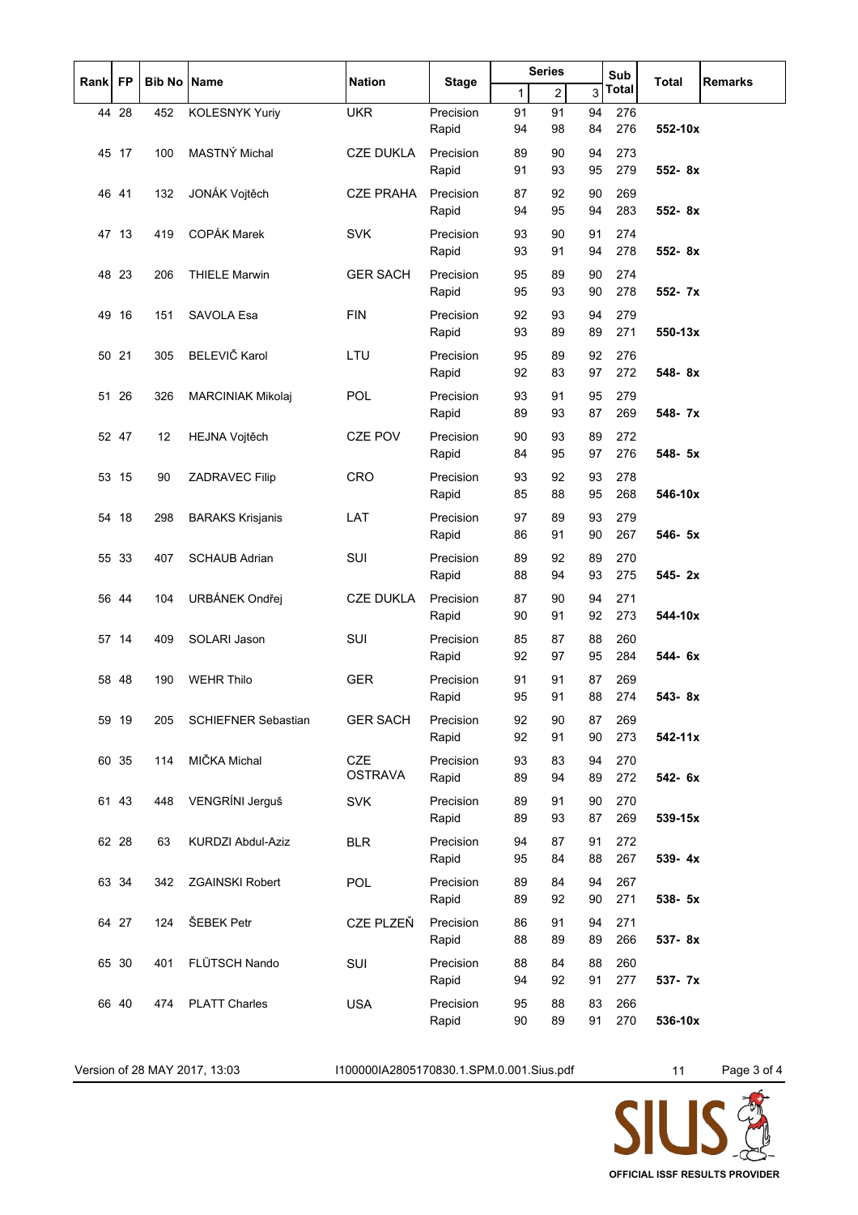| Rank | FP | Bib No | Name | Nation | Stage | Series 1 | 2 | 3 | Sub Total | Total | Remarks |
|---|---|---|---|---|---|---|---|---|---|---|---|
| 44 | 28 | 452 | KOLESNYK Yuriy | UKR | Precision | 91 | 91 | 94 | 276 | | |
| | | | | | Rapid | 94 | 98 | 84 | 276 | 552-10x | |
| 45 | 17 | 100 | MASTNÝ Michal | CZE DUKLA | Precision | 89 | 90 | 94 | 273 | | |
| | | | | | Rapid | 91 | 93 | 95 | 279 | 552- 8x | |
| 46 | 41 | 132 | JONÁK Vojtěch | CZE PRAHA | Precision | 87 | 92 | 90 | 269 | | |
| | | | | | Rapid | 94 | 95 | 94 | 283 | 552- 8x | |
| 47 | 13 | 419 | COPÁK Marek | SVK | Precision | 93 | 90 | 91 | 274 | | |
| | | | | | Rapid | 93 | 91 | 94 | 278 | 552- 8x | |
| 48 | 23 | 206 | THIELE Marwin | GER SACH | Precision | 95 | 89 | 90 | 274 | | |
| | | | | | Rapid | 95 | 93 | 90 | 278 | 552- 7x | |
| 49 | 16 | 151 | SAVOLA Esa | FIN | Precision | 92 | 93 | 94 | 279 | | |
| | | | | | Rapid | 93 | 89 | 89 | 271 | 550-13x | |
| 50 | 21 | 305 | BELEVIČ Karol | LTU | Precision | 95 | 89 | 92 | 276 | | |
| | | | | | Rapid | 92 | 83 | 97 | 272 | 548- 8x | |
| 51 | 26 | 326 | MARCINIAK Mikolaj | POL | Precision | 93 | 91 | 95 | 279 | | |
| | | | | | Rapid | 89 | 93 | 87 | 269 | 548- 7x | |
| 52 | 47 | 12 | HEJNA Vojtěch | CZE POV | Precision | 90 | 93 | 89 | 272 | | |
| | | | | | Rapid | 84 | 95 | 97 | 276 | 548- 5x | |
| 53 | 15 | 90 | ZADRAVEC Filip | CRO | Precision | 93 | 92 | 93 | 278 | | |
| | | | | | Rapid | 85 | 88 | 95 | 268 | 546-10x | |
| 54 | 18 | 298 | BARAKS Krisjanis | LAT | Precision | 97 | 89 | 93 | 279 | | |
| | | | | | Rapid | 86 | 91 | 90 | 267 | 546- 5x | |
| 55 | 33 | 407 | SCHAUB Adrian | SUI | Precision | 89 | 92 | 89 | 270 | | |
| | | | | | Rapid | 88 | 94 | 93 | 275 | 545- 2x | |
| 56 | 44 | 104 | URBÁNEK Ondřej | CZE DUKLA | Precision | 87 | 90 | 94 | 271 | | |
| | | | | | Rapid | 90 | 91 | 92 | 273 | 544-10x | |
| 57 | 14 | 409 | SOLARI Jason | SUI | Precision | 85 | 87 | 88 | 260 | | |
| | | | | | Rapid | 92 | 97 | 95 | 284 | 544- 6x | |
| 58 | 48 | 190 | WEHR Thilo | GER | Precision | 91 | 91 | 87 | 269 | | |
| | | | | | Rapid | 95 | 91 | 88 | 274 | 543- 8x | |
| 59 | 19 | 205 | SCHIEFNER Sebastian | GER SACH | Precision | 92 | 90 | 87 | 269 | | |
| | | | | | Rapid | 92 | 91 | 90 | 273 | 542-11x | |
| 60 | 35 | 114 | MIČKA Michal | CZE OSTRAVA | Precision | 93 | 83 | 94 | 270 | | |
| | | | | | Rapid | 89 | 94 | 89 | 272 | 542- 6x | |
| 61 | 43 | 448 | VENGRÍNI Jerguš | SVK | Precision | 89 | 91 | 90 | 270 | | |
| | | | | | Rapid | 89 | 93 | 87 | 269 | 539-15x | |
| 62 | 28 | 63 | KURDZI Abdul-Aziz | BLR | Precision | 94 | 87 | 91 | 272 | | |
| | | | | | Rapid | 95 | 84 | 88 | 267 | 539- 4x | |
| 63 | 34 | 342 | ZGAINSKI Robert | POL | Precision | 89 | 84 | 94 | 267 | | |
| | | | | | Rapid | 89 | 92 | 90 | 271 | 538- 5x | |
| 64 | 27 | 124 | ŠEBEK Petr | CZE PLZEŇ | Precision | 86 | 91 | 94 | 271 | | |
| | | | | | Rapid | 88 | 89 | 89 | 266 | 537- 8x | |
| 65 | 30 | 401 | FLÜTSCH Nando | SUI | Precision | 88 | 84 | 88 | 260 | | |
| | | | | | Rapid | 94 | 92 | 91 | 277 | 537- 7x | |
| 66 | 40 | 474 | PLATT Charles | USA | Precision | 95 | 88 | 83 | 266 | | |
| | | | | | Rapid | 90 | 89 | 91 | 270 | 536-10x | |

Version of 28 MAY 2017, 13:03 I100000IA2805170830.1.SPM.0.001.Sius.pdf 11

OFFICIAL ISSF RESULTS PROVIDER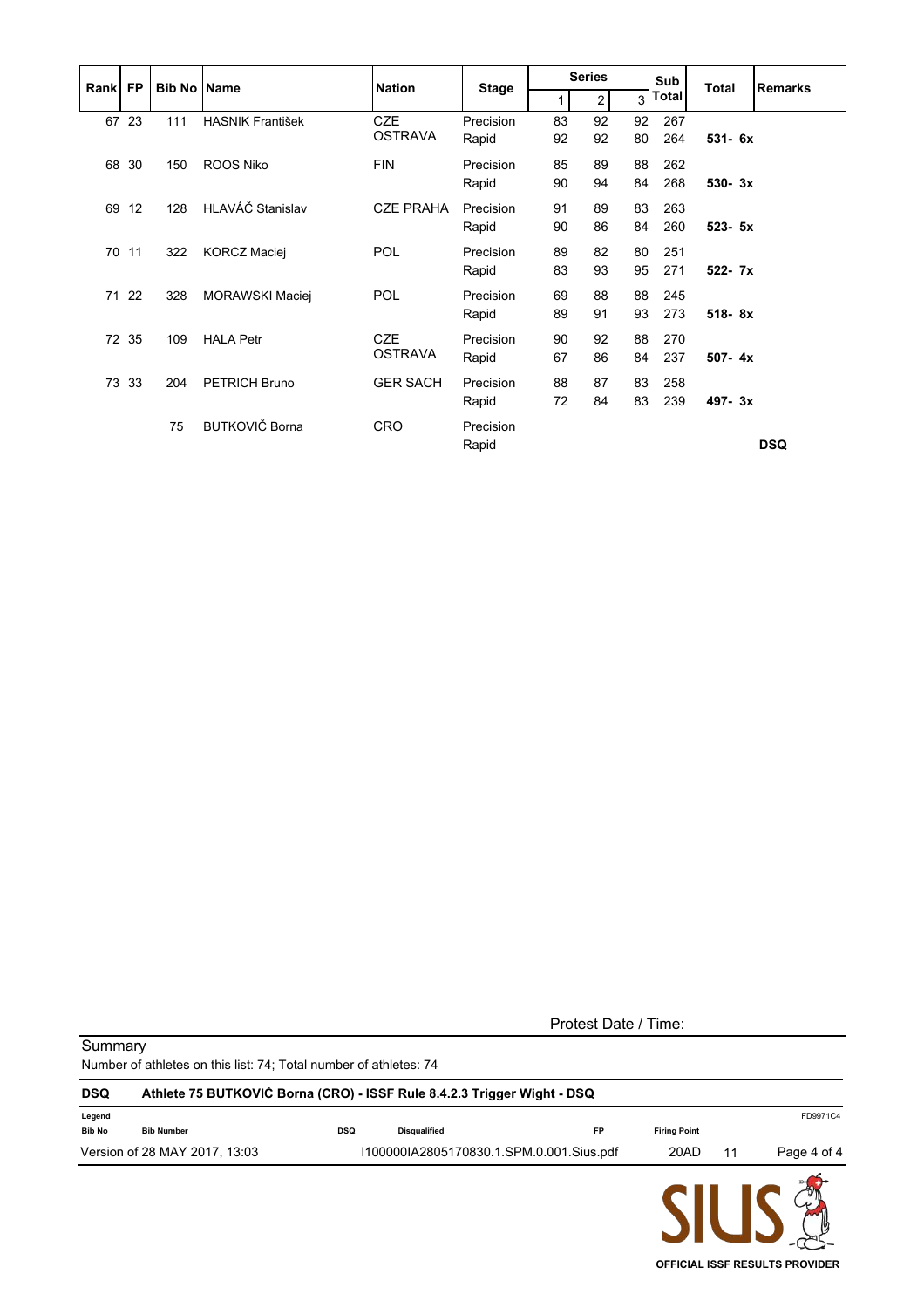| Rank | FP | Bib No | Name | Nation | Stage | Series 1 | Series 2 | Series 3 | Sub Total | Total | Remarks |
|---|---|---|---|---|---|---|---|---|---|---|---|
| 67 | 23 | 111 | HASNIK František | CZE OSTRAVA | Precision | 83 | 92 | 92 | 267 | | |
| | | | | | Rapid | 92 | 92 | 80 | 264 | **531- 6x** | |
| 68 | 30 | 150 | ROOS Niko | FIN | Precision | 85 | 89 | 88 | 262 | | |
| | | | | | Rapid | 90 | 94 | 84 | 268 | **530- 3x** | |
| 69 | 12 | 128 | HLAVÁČ Stanislav | CZE PRAHA | Precision | 91 | 89 | 83 | 263 | | |
| | | | | | Rapid | 90 | 86 | 84 | 260 | **523- 5x** | |
| 70 | 11 | 322 | KORCZ Maciej | POL | Precision | 89 | 82 | 80 | 251 | | |
| | | | | | Rapid | 83 | 93 | 95 | 271 | **522- 7x** | |
| 71 | 22 | 328 | MORAWSKI Maciej | POL | Precision | 69 | 88 | 88 | 245 | | |
| | | | | | Rapid | 89 | 91 | 93 | 273 | **518- 8x** | |
| 72 | 35 | 109 | HALA Petr | CZE OSTRAVA | Precision | 90 | 92 | 88 | 270 | | |
| | | | | | Rapid | 67 | 86 | 84 | 237 | **507- 4x** | |
| 73 | 33 | 204 | PETRICH Bruno | GER SACH | Precision | 88 | 87 | 83 | 258 | | |
| | | | | | Rapid | 72 | 84 | 83 | 239 | **497- 3x** | |
| | | 75 | BUTKOVIČ Borna | CRO | Precision | | | | | | |
| | | | | | Rapid | | | | | | **DSQ** |

Protest Date / Time:

Summary

Number of athletes on this list: 74; Total number of athletes: 74

**DSQ** **Athlete 75 BUTKOVIČ Borna (CRO) - ISSF Rule 8.4.2.3 Trigger Wight - DSQ**

**Legend**

| | | | | | |
|---|---|---|---|---|---|
| **Bib No** | **Bib Number** | **DSQ** | **Disqualified** | **FP** | **Firing Point** |

FD9971C4

Version of 28 MAY 2017, 13:03 I100000IA2805170830.1.SPM.0.001.Sius.pdf 20AD 11

OFFICIAL ISSF RESULTS PROVIDER